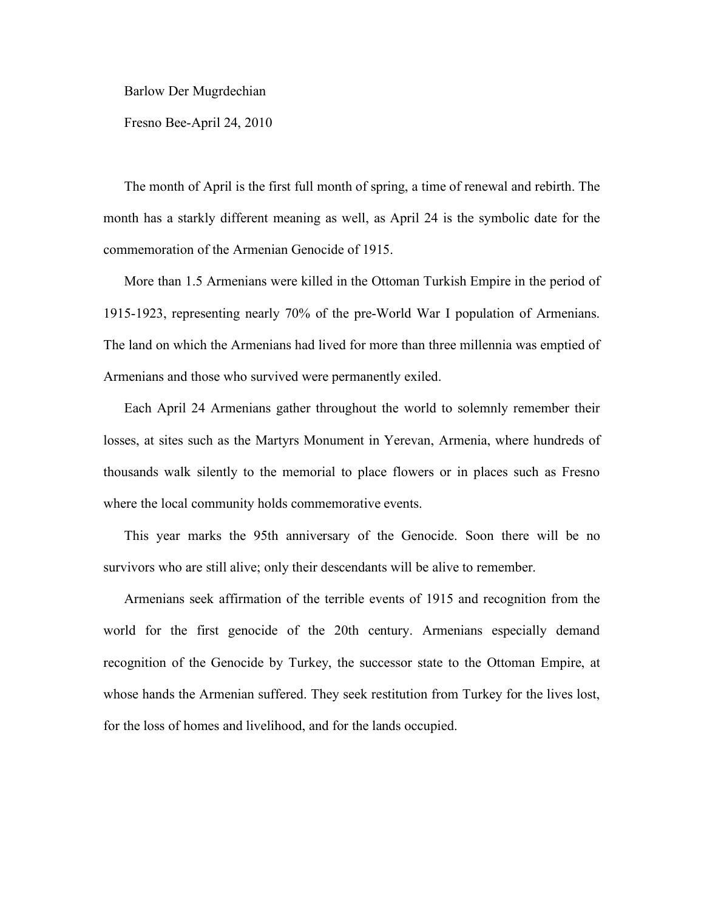Barlow Der Mugrdechian

Fresno Bee-April 24, 2010

The month of April is the first full month of spring, a time of renewal and rebirth. The month has a starkly different meaning as well, as April 24 is the symbolic date for the commemoration of the Armenian Genocide of 1915.

More than 1.5 Armenians were killed in the Ottoman Turkish Empire in the period of 1915-1923, representing nearly 70% of the pre-World War I population of Armenians. The land on which the Armenians had lived for more than three millennia was emptied of Armenians and those who survived were permanently exiled.

Each April 24 Armenians gather throughout the world to solemnly remember their losses, at sites such as the Martyrs Monument in Yerevan, Armenia, where hundreds of thousands walk silently to the memorial to place flowers or in places such as Fresno where the local community holds commemorative events.

This year marks the 95th anniversary of the Genocide. Soon there will be no survivors who are still alive; only their descendants will be alive to remember.

Armenians seek affirmation of the terrible events of 1915 and recognition from the world for the first genocide of the 20th century. Armenians especially demand recognition of the Genocide by Turkey, the successor state to the Ottoman Empire, at whose hands the Armenian suffered. They seek restitution from Turkey for the lives lost, for the loss of homes and livelihood, and for the lands occupied.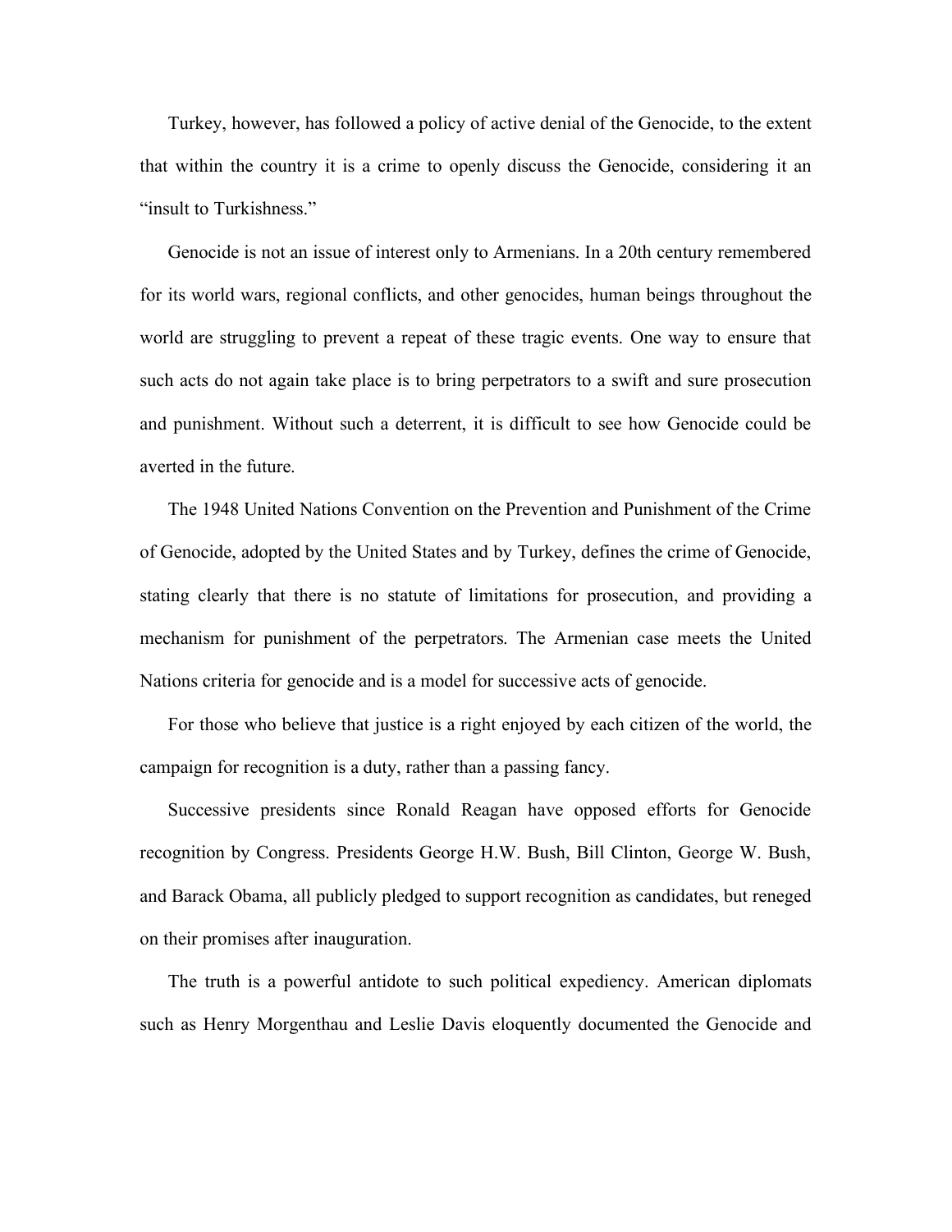Turkey, however, has followed a policy of active denial of the Genocide, to the extent that within the country it is a crime to openly discuss the Genocide, considering it an "insult to Turkishness."

Genocide is not an issue of interest only to Armenians. In a 20th century remembered for its world wars, regional conflicts, and other genocides, human beings throughout the world are struggling to prevent a repeat of these tragic events. One way to ensure that such acts do not again take place is to bring perpetrators to a swift and sure prosecution and punishment. Without such a deterrent, it is difficult to see how Genocide could be averted in the future.

The 1948 United Nations Convention on the Prevention and Punishment of the Crime of Genocide, adopted by the United States and by Turkey, defines the crime of Genocide, stating clearly that there is no statute of limitations for prosecution, and providing a mechanism for punishment of the perpetrators. The Armenian case meets the United Nations criteria for genocide and is a model for successive acts of genocide.

For those who believe that justice is a right enjoyed by each citizen of the world, the campaign for recognition is a duty, rather than a passing fancy.

Successive presidents since Ronald Reagan have opposed efforts for Genocide recognition by Congress. Presidents George H.W. Bush, Bill Clinton, George W. Bush, and Barack Obama, all publicly pledged to support recognition as candidates, but reneged on their promises after inauguration.

The truth is a powerful antidote to such political expediency. American diplomats such as Henry Morgenthau and Leslie Davis eloquently documented the Genocide and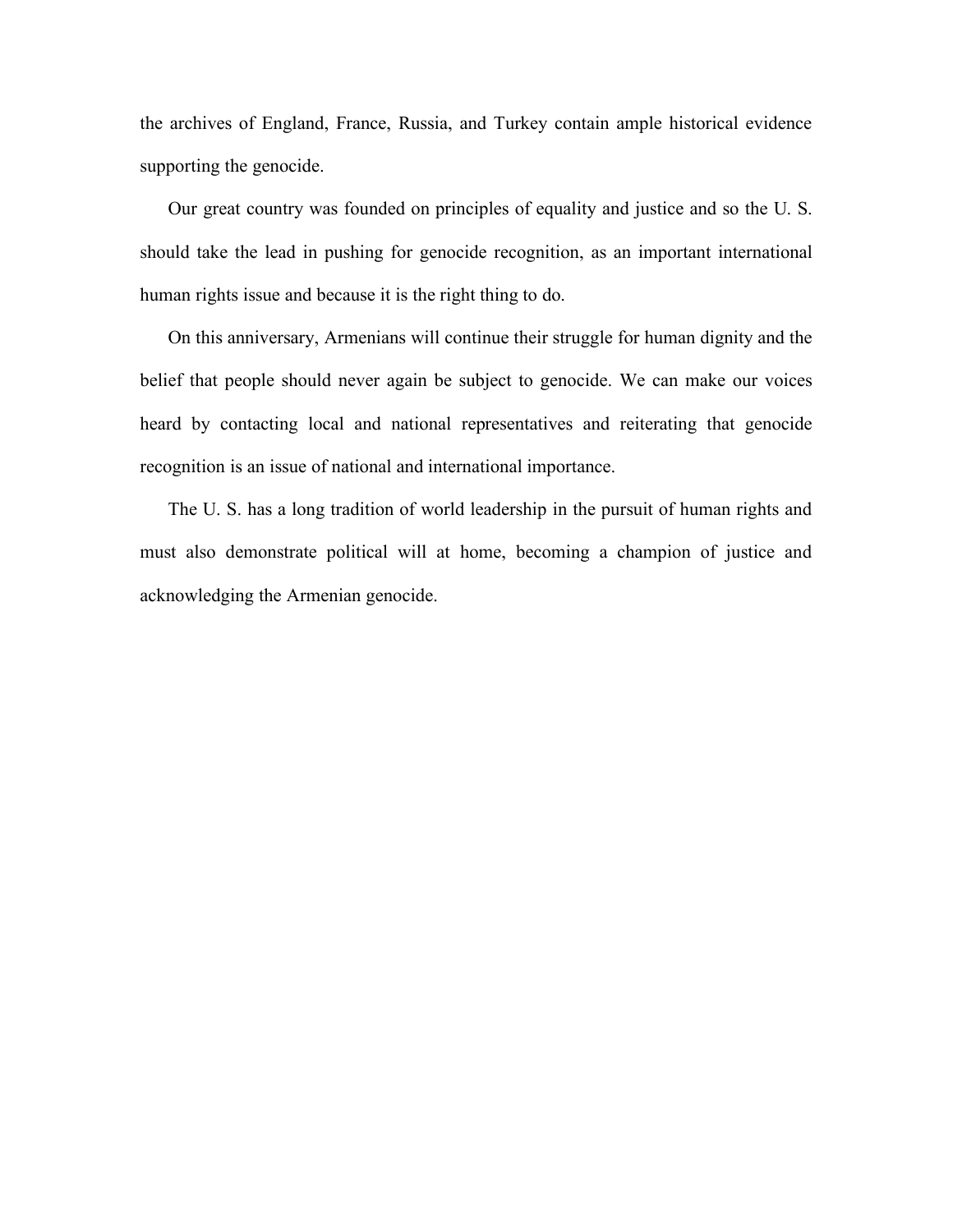the archives of England, France, Russia, and Turkey contain ample historical evidence supporting the genocide.

Our great country was founded on principles of equality and justice and so the U. S. should take the lead in pushing for genocide recognition, as an important international human rights issue and because it is the right thing to do.

On this anniversary, Armenians will continue their struggle for human dignity and the belief that people should never again be subject to genocide. We can make our voices heard by contacting local and national representatives and reiterating that genocide recognition is an issue of national and international importance.

The U. S. has a long tradition of world leadership in the pursuit of human rights and must also demonstrate political will at home, becoming a champion of justice and acknowledging the Armenian genocide.